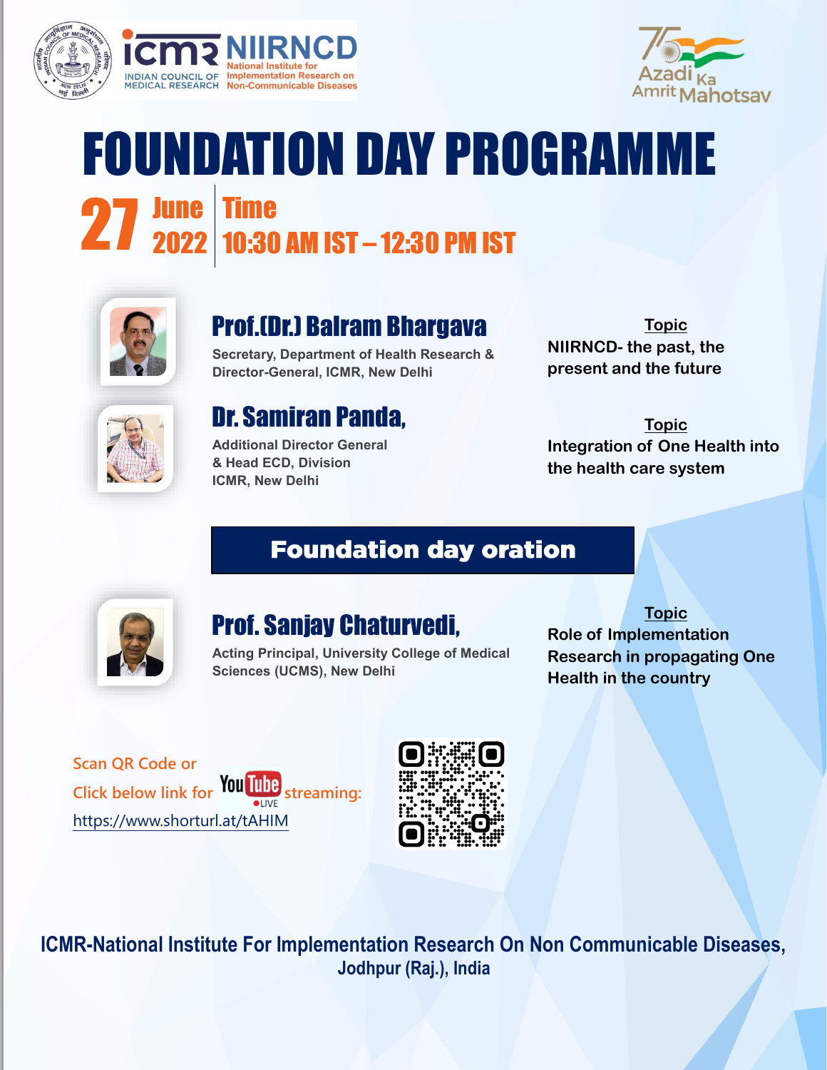ICMR NIIRNCD

INDIAN COUNCIL OF MEDICAL RESEARCH

National Institute for Implementation Research on Non-Communicable Diseases

Azadi Ka Amrit Mahotsav

# FOUNDATION DAY PROGRAMME

**27 June 2022** | **Time 10:30 AM IST – 12:30 PM IST**

## Prof.(Dr.) Balram Bhargava

Secretary, Department of Health Research & Director-General, ICMR, New Delhi

**Topic**

NIIRNCD- the past, the present and the future

## Dr. Samiran Panda,

Additional Director General & Head ECD, Division ICMR, New Delhi

**Topic**

Integration of One Health into the health care system

## Foundation day oration

## Prof. Sanjay Chaturvedi,

Acting Principal, University College of Medical Sciences (UCMS), New Delhi

**Topic**

Role of Implementation Research in propagating One Health in the country

Scan QR Code or Click below link for YouTube LIVE streaming:

https://www.shorturl.at/tAHIM

**ICMR-National Institute For Implementation Research On Non Communicable Diseases, Jodhpur (Raj.), India**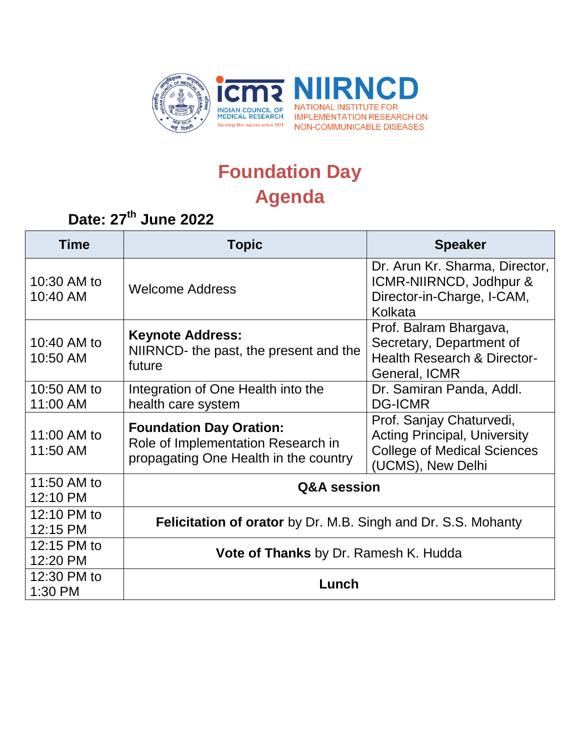ICMR INDIAN COUNCIL OF MEDICAL RESEARCH Serving the nation since 1911

NIIRNCD NATIONAL INSTITUTE FOR IMPLEMENTATION RESEARCH ON NON-COMMUNICABLE DISEASES

# Foundation Day Agenda

**Date: 27th June 2022**

| Time | Topic | Speaker |
| --- | --- | --- |
| 10:30 AM to 10:40 AM | Welcome Address | Dr. Arun Kr. Sharma, Director, ICMR-NIIRNCD, Jodhpur & Director-in-Charge, I-CAM, Kolkata |
| 10:40 AM to 10:50 AM | **Keynote Address:** NIIRNCD- the past, the present and the future | Prof. Balram Bhargava, Secretary, Department of Health Research & Director-General, ICMR |
| 10:50 AM to 11:00 AM | Integration of One Health into the health care system | Dr. Samiran Panda, Addl. DG-ICMR |
| 11:00 AM to 11:50 AM | **Foundation Day Oration:** Role of Implementation Research in propagating One Health in the country | Prof. Sanjay Chaturvedi, Acting Principal, University College of Medical Sciences (UCMS), New Delhi |
| 11:50 AM to 12:10 PM | **Q&A session** | |
| 12:10 PM to 12:15 PM | **Felicitation of orator** by Dr. M.B. Singh and Dr. S.S. Mohanty | |
| 12:15 PM to 12:20 PM | **Vote of Thanks** by Dr. Ramesh K. Hudda | |
| 12:30 PM to 1:30 PM | **Lunch** | |